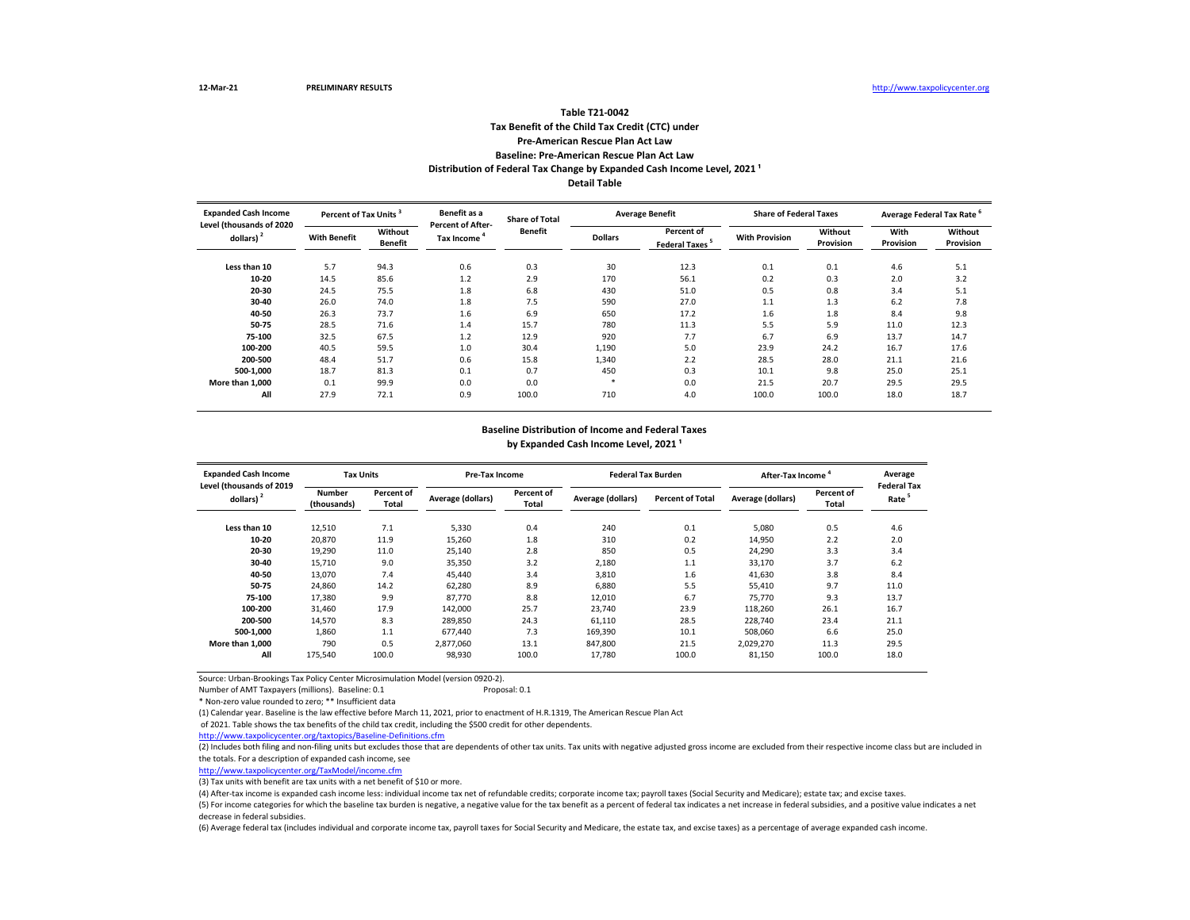12-Mar-21 PRELIMINARY RESULTS http://www.taxpolicycenter.org

### Table T21-0042
### Tax Benefit of the Child Tax Credit (CTC) under
### Pre-American Rescue Plan Act Law
### Baseline: Pre-American Rescue Plan Act Law
### Distribution of Federal Tax Change by Expanded Cash Income Level, 2021 [1]
### Detail Table

| Expanded Cash Income Level (thousands of 2020 dollars) [2] | Percent of Tax Units [3] | | Benefit as a Percent of After-Tax Income [4] | Share of Total Benefit | Average Benefit | | Share of Federal Taxes | | Average Federal Tax Rate [6] | |
|---|---|---|---|---|---|---|---|---|---|---|
| | With Benefit | Without Benefit | | | Dollars | Percent of Federal Taxes [5] | With Provision | Without Provision | With Provision | Without Provision |
| Less than 10 | 5.7 | 94.3 | 0.6 | 0.3 | 30 | 12.3 | 0.1 | 0.1 | 4.6 | 5.1 |
| 10-20 | 14.5 | 85.6 | 1.2 | 2.9 | 170 | 56.1 | 0.2 | 0.3 | 2.0 | 3.2 |
| 20-30 | 24.5 | 75.5 | 1.8 | 6.8 | 430 | 51.0 | 0.5 | 0.8 | 3.4 | 5.1 |
| 30-40 | 26.0 | 74.0 | 1.8 | 7.5 | 590 | 27.0 | 1.1 | 1.3 | 6.2 | 7.8 |
| 40-50 | 26.3 | 73.7 | 1.6 | 6.9 | 650 | 17.2 | 1.6 | 1.8 | 8.4 | 9.8 |
| 50-75 | 28.5 | 71.6 | 1.4 | 15.7 | 780 | 11.3 | 5.5 | 5.9 | 11.0 | 12.3 |
| 75-100 | 32.5 | 67.5 | 1.2 | 12.9 | 920 | 7.7 | 6.7 | 6.9 | 13.7 | 14.7 |
| 100-200 | 40.5 | 59.5 | 1.0 | 30.4 | 1,190 | 5.0 | 23.9 | 24.2 | 16.7 | 17.6 |
| 200-500 | 48.4 | 51.7 | 0.6 | 15.8 | 1,340 | 2.2 | 28.5 | 28.0 | 21.1 | 21.6 |
| 500-1,000 | 18.7 | 81.3 | 0.1 | 0.7 | 450 | 0.3 | 10.1 | 9.8 | 25.0 | 25.1 |
| More than 1,000 | 0.1 | 99.9 | 0.0 | 0.0 | * | 0.0 | 21.5 | 20.7 | 29.5 | 29.5 |
| All | 27.9 | 72.1 | 0.9 | 100.0 | 710 | 4.0 | 100.0 | 100.0 | 18.0 | 18.7 |

### Baseline Distribution of Income and Federal Taxes
### by Expanded Cash Income Level, 2021 [1]

| Expanded Cash Income Level (thousands of 2019 dollars) [2] | Tax Units | | Pre-Tax Income | | Federal Tax Burden | | After-Tax Income [4] | | Average Federal Tax Rate [5] |
|---|---|---|---|---|---|---|---|---|---|
| | Number (thousands) | Percent of Total | Average (dollars) | Percent of Total | Average (dollars) | Percent of Total | Average (dollars) | Percent of Total | |
| Less than 10 | 12,510 | 7.1 | 5,330 | 0.4 | 240 | 0.1 | 5,080 | 0.5 | 4.6 |
| 10-20 | 20,870 | 11.9 | 15,260 | 1.8 | 310 | 0.2 | 14,950 | 2.2 | 2.0 |
| 20-30 | 19,290 | 11.0 | 25,140 | 2.8 | 850 | 0.5 | 24,290 | 3.3 | 3.4 |
| 30-40 | 15,710 | 9.0 | 35,350 | 3.2 | 2,180 | 1.1 | 33,170 | 3.7 | 6.2 |
| 40-50 | 13,070 | 7.4 | 45,440 | 3.4 | 3,810 | 1.6 | 41,630 | 3.8 | 8.4 |
| 50-75 | 24,860 | 14.2 | 62,280 | 8.9 | 6,880 | 5.5 | 55,410 | 9.7 | 11.0 |
| 75-100 | 17,380 | 9.9 | 87,770 | 8.8 | 12,010 | 6.7 | 75,770 | 9.3 | 13.7 |
| 100-200 | 31,460 | 17.9 | 142,000 | 25.7 | 23,740 | 23.9 | 118,260 | 26.1 | 16.7 |
| 200-500 | 14,570 | 8.3 | 289,850 | 24.3 | 61,110 | 28.5 | 228,740 | 23.4 | 21.1 |
| 500-1,000 | 1,860 | 1.1 | 677,440 | 7.3 | 169,390 | 10.1 | 508,060 | 6.6 | 25.0 |
| More than 1,000 | 790 | 0.5 | 2,877,060 | 13.1 | 847,800 | 21.5 | 2,029,270 | 11.3 | 29.5 |
| All | 175,540 | 100.0 | 98,930 | 100.0 | 17,780 | 100.0 | 81,150 | 100.0 | 18.0 |

Source: Urban-Brookings Tax Policy Center Microsimulation Model (version 0920-2).

Number of AMT Taxpayers (millions). Baseline: 0.1 Proposal: 0.1

* Non-zero value rounded to zero; ** Insufficient data

(1) Calendar year. Baseline is the law effective before March 11, 2021, prior to enactment of H.R.1319, The American Rescue Plan Act of 2021. Table shows the tax benefits of the child tax credit, including the $500 credit for other dependents.

http://www.taxpolicycenter.org/taxtopics/Baseline-Definitions.cfm

(2) Includes both filing and non-filing units but excludes those that are dependents of other tax units. Tax units with negative adjusted gross income are excluded from their respective income class but are included in the totals. For a description of expanded cash income, see

http://www.taxpolicycenter.org/TaxModel/income.cfm

(3) Tax units with benefit are tax units with a net benefit of $10 or more.

(4) After-tax income is expanded cash income less: individual income tax net of refundable credits; corporate income tax; payroll taxes (Social Security and Medicare); estate tax; and excise taxes.

(5) For income categories for which the baseline tax burden is negative, a negative value for the tax benefit as a percent of federal tax indicates a net increase in federal subsidies, and a positive value indicates a net decrease in federal subsidies.

(6) Average federal tax (includes individual and corporate income tax, payroll taxes for Social Security and Medicare, the estate tax, and excise taxes) as a percentage of average expanded cash income.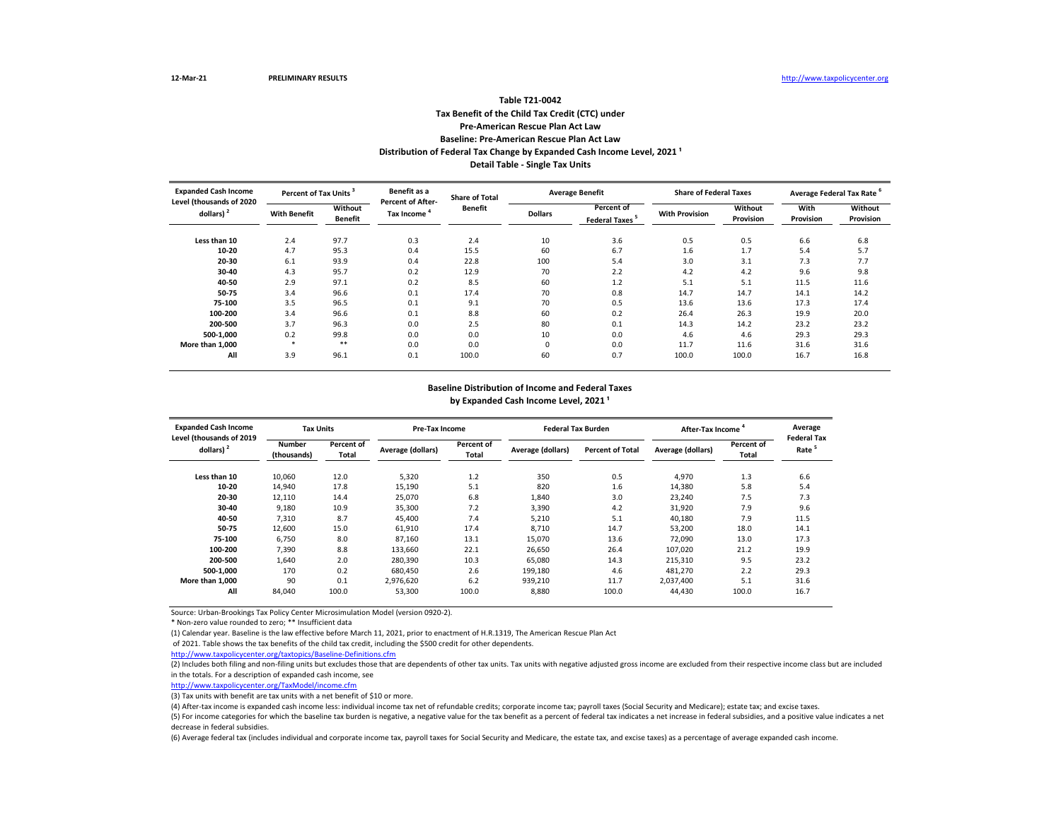12-Mar-21 PRELIMINARY RESULTS http://www.taxpolicycenter.org

**Table T21-0042**
**Tax Benefit of the Child Tax Credit (CTC) under**
**Pre-American Rescue Plan Act Law**
**Baseline: Pre-American Rescue Plan Act Law**
**Distribution of Federal Tax Change by Expanded Cash Income Level, 2021 [1]**
**Detail Table - Single Tax Units**

| Expanded Cash Income Level (thousands of 2020 dollars) [2] | Percent of Tax Units [3] | | Benefit as a Percent of After-Tax Income [4] | Share of Total Benefit | Average Benefit | | Share of Federal Taxes | | Average Federal Tax Rate [6] | |
|---|---|---|---|---|---|---|---|---|---|---|
| | With Benefit | Without Benefit | | | Dollars | Percent of Federal Taxes [5] | With Provision | Without Provision | With Provision | Without Provision |
| Less than 10 | 2.4 | 97.7 | 0.3 | 2.4 | 10 | 3.6 | 0.5 | 0.5 | 6.6 | 6.8 |
| 10-20 | 4.7 | 95.3 | 0.4 | 15.5 | 60 | 6.7 | 1.6 | 1.7 | 5.4 | 5.7 |
| 20-30 | 6.1 | 93.9 | 0.4 | 22.8 | 100 | 5.4 | 3.0 | 3.1 | 7.3 | 7.7 |
| 30-40 | 4.3 | 95.7 | 0.2 | 12.9 | 70 | 2.2 | 4.2 | 4.2 | 9.6 | 9.8 |
| 40-50 | 2.9 | 97.1 | 0.2 | 8.5 | 60 | 1.2 | 5.1 | 5.1 | 11.5 | 11.6 |
| 50-75 | 3.4 | 96.6 | 0.1 | 17.4 | 70 | 0.8 | 14.7 | 14.7 | 14.1 | 14.2 |
| 75-100 | 3.5 | 96.5 | 0.1 | 9.1 | 70 | 0.5 | 13.6 | 13.6 | 17.3 | 17.4 |
| 100-200 | 3.4 | 96.6 | 0.1 | 8.8 | 60 | 0.2 | 26.4 | 26.3 | 19.9 | 20.0 |
| 200-500 | 3.7 | 96.3 | 0.0 | 2.5 | 80 | 0.1 | 14.3 | 14.2 | 23.2 | 23.2 |
| 500-1,000 | 0.2 | 99.8 | 0.0 | 0.0 | 10 | 0.0 | 4.6 | 4.6 | 29.3 | 29.3 |
| More than 1,000 | * | ** | 0.0 | 0.0 | 0 | 0.0 | 11.7 | 11.6 | 31.6 | 31.6 |
| All | 3.9 | 96.1 | 0.1 | 100.0 | 60 | 0.7 | 100.0 | 100.0 | 16.7 | 16.8 |

**Baseline Distribution of Income and Federal Taxes**
**by Expanded Cash Income Level, 2021 [1]**

| Expanded Cash Income Level (thousands of 2019 dollars) [2] | Tax Units | | Pre-Tax Income | | Federal Tax Burden | | After-Tax Income [4] | | Average Federal Tax Rate [5] |
|---|---|---|---|---|---|---|---|---|---|
| | Number (thousands) | Percent of Total | Average (dollars) | Percent of Total | Average (dollars) | Percent of Total | Average (dollars) | Percent of Total | |
| Less than 10 | 10,060 | 12.0 | 5,320 | 1.2 | 350 | 0.5 | 4,970 | 1.3 | 6.6 |
| 10-20 | 14,940 | 17.8 | 15,190 | 5.1 | 820 | 1.6 | 14,380 | 5.8 | 5.4 |
| 20-30 | 12,110 | 14.4 | 25,070 | 6.8 | 1,840 | 3.0 | 23,240 | 7.5 | 7.3 |
| 30-40 | 9,180 | 10.9 | 35,300 | 7.2 | 3,390 | 4.2 | 31,920 | 7.9 | 9.6 |
| 40-50 | 7,310 | 8.7 | 45,400 | 7.4 | 5,210 | 5.1 | 40,180 | 7.9 | 11.5 |
| 50-75 | 12,600 | 15.0 | 61,910 | 17.4 | 8,710 | 14.7 | 53,200 | 18.0 | 14.1 |
| 75-100 | 6,750 | 8.0 | 87,160 | 13.1 | 15,070 | 13.6 | 72,090 | 13.0 | 17.3 |
| 100-200 | 7,390 | 8.8 | 133,660 | 22.1 | 26,650 | 26.4 | 107,020 | 21.2 | 19.9 |
| 200-500 | 1,640 | 2.0 | 280,390 | 10.3 | 65,080 | 14.3 | 215,310 | 9.5 | 23.2 |
| 500-1,000 | 170 | 0.2 | 680,450 | 2.6 | 199,180 | 4.6 | 481,270 | 2.2 | 29.3 |
| More than 1,000 | 90 | 0.1 | 2,976,620 | 6.2 | 939,210 | 11.7 | 2,037,400 | 5.1 | 31.6 |
| All | 84,040 | 100.0 | 53,300 | 100.0 | 8,880 | 100.0 | 44,430 | 100.0 | 16.7 |

Source: Urban-Brookings Tax Policy Center Microsimulation Model (version 0920-2).

\* Non-zero value rounded to zero; ** Insufficient data

(1) Calendar year. Baseline is the law effective before March 11, 2021, prior to enactment of H.R.1319, The American Rescue Plan Act of 2021. Table shows the tax benefits of the child tax credit, including the $500 credit for other dependents.

http://www.taxpolicycenter.org/taxtopics/Baseline-Definitions.cfm

(2) Includes both filing and non-filing units but excludes those that are dependents of other tax units. Tax units with negative adjusted gross income are excluded from their respective income class but are included in the totals. For a description of expanded cash income, see

http://www.taxpolicycenter.org/TaxModel/income.cfm

(3) Tax units with benefit are tax units with a net benefit of $10 or more.

(4) After-tax income is expanded cash income less: individual income tax net of refundable credits; corporate income tax; payroll taxes (Social Security and Medicare); estate tax; and excise taxes.

(5) For income categories for which the baseline tax burden is negative, a negative value for the tax benefit as a percent of federal tax indicates a net increase in federal subsidies, and a positive value indicates a net decrease in federal subsidies.

(6) Average federal tax (includes individual and corporate income tax, payroll taxes for Social Security and Medicare, the estate tax, and excise taxes) as a percentage of average expanded cash income.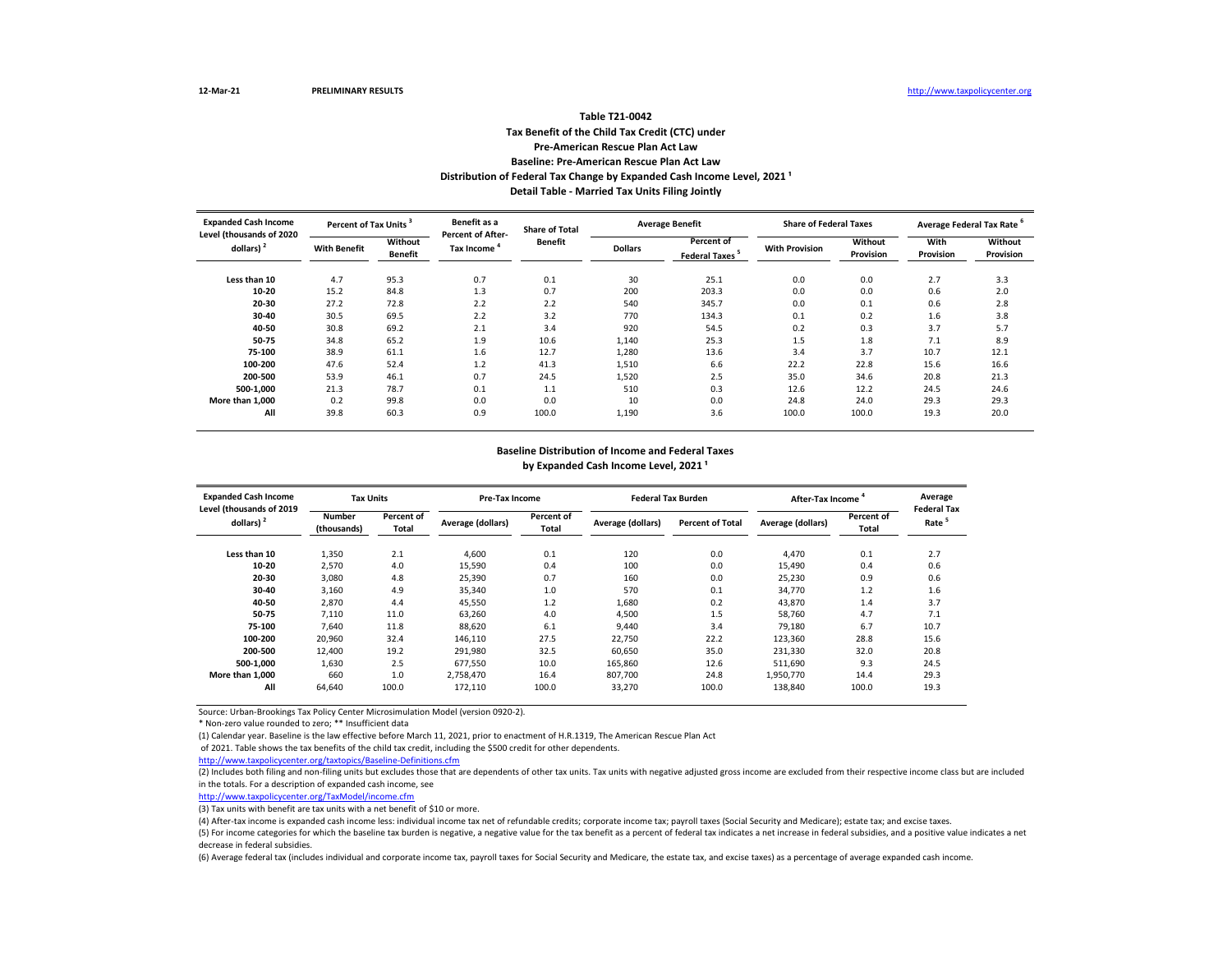12-Mar-21 **PRELIMINARY RESULTS** http://www.taxpolicycenter.org

### Table T21-0042
### Tax Benefit of the Child Tax Credit (CTC) under
### Pre-American Rescue Plan Act Law
### Baseline: Pre-American Rescue Plan Act Law
### Distribution of Federal Tax Change by Expanded Cash Income Level, 2021 [1]
### Detail Table - Married Tax Units Filing Jointly

| Expanded Cash Income Level (thousands of 2020 dollars) [2] | Percent of Tax Units [3] | | Benefit as a Percent of After-Tax Income [4] | Share of Total Benefit | Average Benefit | | Share of Federal Taxes | | Average Federal Tax Rate [6] | |
|---|---|---|---|---|---|---|---|---|---|---|
| | With Benefit | Without Benefit | | | Dollars | Percent of Federal Taxes [5] | With Provision | Without Provision | With Provision | Without Provision |
| Less than 10 | 4.7 | 95.3 | 0.7 | 0.1 | 30 | 25.1 | 0.0 | 0.0 | 2.7 | 3.3 |
| 10-20 | 15.2 | 84.8 | 1.3 | 0.7 | 200 | 203.3 | 0.0 | 0.0 | 0.6 | 2.0 |
| 20-30 | 27.2 | 72.8 | 2.2 | 2.2 | 540 | 345.7 | 0.0 | 0.1 | 0.6 | 2.8 |
| 30-40 | 30.5 | 69.5 | 2.2 | 3.2 | 770 | 134.3 | 0.1 | 0.2 | 1.6 | 3.8 |
| 40-50 | 30.8 | 69.2 | 2.1 | 3.4 | 920 | 54.5 | 0.2 | 0.3 | 3.7 | 5.7 |
| 50-75 | 34.8 | 65.2 | 1.9 | 10.6 | 1,140 | 25.3 | 1.5 | 1.8 | 7.1 | 8.9 |
| 75-100 | 38.9 | 61.1 | 1.6 | 12.7 | 1,280 | 13.6 | 3.4 | 3.7 | 10.7 | 12.1 |
| 100-200 | 47.6 | 52.4 | 1.2 | 41.3 | 1,510 | 6.6 | 22.2 | 22.8 | 15.6 | 16.6 |
| 200-500 | 53.9 | 46.1 | 0.7 | 24.5 | 1,520 | 2.5 | 35.0 | 34.6 | 20.8 | 21.3 |
| 500-1,000 | 21.3 | 78.7 | 0.1 | 1.1 | 510 | 0.3 | 12.6 | 12.2 | 24.5 | 24.6 |
| More than 1,000 | 0.2 | 99.8 | 0.0 | 0.0 | 10 | 0.0 | 24.8 | 24.0 | 29.3 | 29.3 |
| All | 39.8 | 60.3 | 0.9 | 100.0 | 1,190 | 3.6 | 100.0 | 100.0 | 19.3 | 20.0 |

### Baseline Distribution of Income and Federal Taxes
### by Expanded Cash Income Level, 2021 [1]

| Expanded Cash Income Level (thousands of 2019 dollars) [2] | Tax Units | | Pre-Tax Income | | Federal Tax Burden | | After-Tax Income [4] | | Average Federal Tax Rate [5] |
|---|---|---|---|---|---|---|---|---|---|
| | Number (thousands) | Percent of Total | Average (dollars) | Percent of Total | Average (dollars) | Percent of Total | Average (dollars) | Percent of Total | |
| Less than 10 | 1,350 | 2.1 | 4,600 | 0.1 | 120 | 0.0 | 4,470 | 0.1 | 2.7 |
| 10-20 | 2,570 | 4.0 | 15,590 | 0.4 | 100 | 0.0 | 15,490 | 0.4 | 0.6 |
| 20-30 | 3,080 | 4.8 | 25,390 | 0.7 | 160 | 0.0 | 25,230 | 0.9 | 0.6 |
| 30-40 | 3,160 | 4.9 | 35,340 | 1.0 | 570 | 0.1 | 34,770 | 1.2 | 1.6 |
| 40-50 | 2,870 | 4.4 | 45,550 | 1.2 | 1,680 | 0.2 | 43,870 | 1.4 | 3.7 |
| 50-75 | 7,110 | 11.0 | 63,260 | 4.0 | 4,500 | 1.5 | 58,760 | 4.7 | 7.1 |
| 75-100 | 7,640 | 11.8 | 88,620 | 6.1 | 9,440 | 3.4 | 79,180 | 6.7 | 10.7 |
| 100-200 | 20,960 | 32.4 | 146,110 | 27.5 | 22,750 | 22.2 | 123,360 | 28.8 | 15.6 |
| 200-500 | 12,400 | 19.2 | 291,980 | 32.5 | 60,650 | 35.0 | 231,330 | 32.0 | 20.8 |
| 500-1,000 | 1,630 | 2.5 | 677,550 | 10.0 | 165,860 | 12.6 | 511,690 | 9.3 | 24.5 |
| More than 1,000 | 660 | 1.0 | 2,758,470 | 16.4 | 807,700 | 24.8 | 1,950,770 | 14.4 | 29.3 |
| All | 64,640 | 100.0 | 172,110 | 100.0 | 33,270 | 100.0 | 138,840 | 100.0 | 19.3 |

Source: Urban-Brookings Tax Policy Center Microsimulation Model (version 0920-2).

* Non-zero value rounded to zero; ** Insufficient data

(1) Calendar year. Baseline is the law effective before March 11, 2021, prior to enactment of H.R.1319, The American Rescue Plan Act of 2021. Table shows the tax benefits of the child tax credit, including the $500 credit for other dependents.
http://www.taxpolicycenter.org/taxtopics/Baseline-Definitions.cfm

(2) Includes both filing and non-filing units but excludes those that are dependents of other tax units. Tax units with negative adjusted gross income are excluded from their respective income class but are included in the totals. For a description of expanded cash income, see
http://www.taxpolicycenter.org/TaxModel/income.cfm

(3) Tax units with benefit are tax units with a net benefit of $10 or more.

(4) After-tax income is expanded cash income less: individual income tax net of refundable credits; corporate income tax; payroll taxes (Social Security and Medicare); estate tax; and excise taxes.

(5) For income categories for which the baseline tax burden is negative, a negative value for the tax benefit as a percent of federal tax indicates a net increase in federal subsidies, and a positive value indicates a net decrease in federal subsidies.

(6) Average federal tax (includes individual and corporate income tax, payroll taxes for Social Security and Medicare, the estate tax, and excise taxes) as a percentage of average expanded cash income.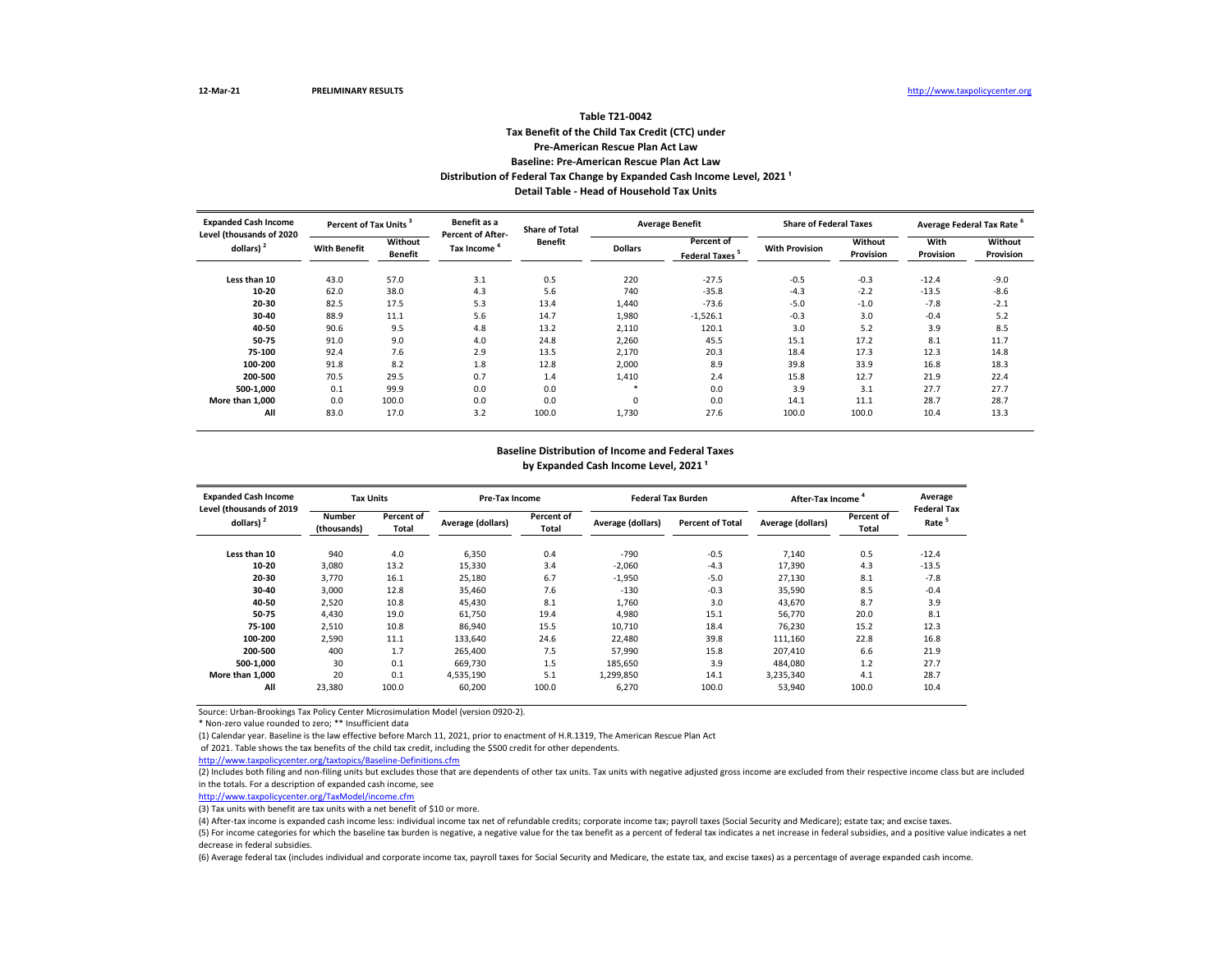12-Mar-21 **PRELIMINARY RESULTS** http://www.taxpolicycenter.org

### Table T21-0042
### Tax Benefit of the Child Tax Credit (CTC) under
### Pre-American Rescue Plan Act Law
### Baseline: Pre-American Rescue Plan Act Law
### Distribution of Federal Tax Change by Expanded Cash Income Level, 2021 [1]
### Detail Table - Head of Household Tax Units

| Expanded Cash Income Level (thousands of 2020 dollars) [2] | Percent of Tax Units [3] | | Benefit as a Percent of After-Tax Income [4] | Share of Total Benefit | Average Benefit | | Share of Federal Taxes | | Average Federal Tax Rate [6] | |
|---|---|---|---|---|---|---|---|---|---|---|
| | With Benefit | Without Benefit | | | Dollars | Percent of Federal Taxes [5] | With Provision | Without Provision | With Provision | Without Provision |
| Less than 10 | 43.0 | 57.0 | 3.1 | 0.5 | 220 | -27.5 | -0.5 | -0.3 | -12.4 | -9.0 |
| 10-20 | 62.0 | 38.0 | 4.3 | 5.6 | 740 | -35.8 | -4.3 | -2.2 | -13.5 | -8.6 |
| 20-30 | 82.5 | 17.5 | 5.3 | 13.4 | 1,440 | -73.6 | -5.0 | -1.0 | -7.8 | -2.1 |
| 30-40 | 88.9 | 11.1 | 5.6 | 14.7 | 1,980 | -1,526.1 | -0.3 | 3.0 | -0.4 | 5.2 |
| 40-50 | 90.6 | 9.5 | 4.8 | 13.2 | 2,110 | 120.1 | 3.0 | 5.2 | 3.9 | 8.5 |
| 50-75 | 91.0 | 9.0 | 4.0 | 24.8 | 2,260 | 45.5 | 15.1 | 17.2 | 8.1 | 11.7 |
| 75-100 | 92.4 | 7.6 | 2.9 | 13.5 | 2,170 | 20.3 | 18.4 | 17.3 | 12.3 | 14.8 |
| 100-200 | 91.8 | 8.2 | 1.8 | 12.8 | 2,000 | 8.9 | 39.8 | 33.9 | 16.8 | 18.3 |
| 200-500 | 70.5 | 29.5 | 0.7 | 1.4 | 1,410 | 2.4 | 15.8 | 12.7 | 21.9 | 22.4 |
| 500-1,000 | 0.1 | 99.9 | 0.0 | 0.0 | * | 0.0 | 3.9 | 3.1 | 27.7 | 27.7 |
| More than 1,000 | 0.0 | 100.0 | 0.0 | 0.0 | 0 | 0.0 | 14.1 | 11.1 | 28.7 | 28.7 |
| All | 83.0 | 17.0 | 3.2 | 100.0 | 1,730 | 27.6 | 100.0 | 100.0 | 10.4 | 13.3 |

### Baseline Distribution of Income and Federal Taxes
### by Expanded Cash Income Level, 2021 [1]

| Expanded Cash Income Level (thousands of 2019 dollars) [2] | Tax Units | | Pre-Tax Income | | Federal Tax Burden | | After-Tax Income [4] | | Average Federal Tax Rate [5] |
|---|---|---|---|---|---|---|---|---|---|
| | Number (thousands) | Percent of Total | Average (dollars) | Percent of Total | Average (dollars) | Percent of Total | Average (dollars) | Percent of Total | |
| Less than 10 | 940 | 4.0 | 6,350 | 0.4 | -790 | -0.5 | 7,140 | 0.5 | -12.4 |
| 10-20 | 3,080 | 13.2 | 15,330 | 3.4 | -2,060 | -4.3 | 17,390 | 4.3 | -13.5 |
| 20-30 | 3,770 | 16.1 | 25,180 | 6.7 | -1,950 | -5.0 | 27,130 | 8.1 | -7.8 |
| 30-40 | 3,000 | 12.8 | 35,460 | 7.6 | -130 | -0.3 | 35,590 | 8.5 | -0.4 |
| 40-50 | 2,520 | 10.8 | 45,430 | 8.1 | 1,760 | 3.0 | 43,670 | 8.7 | 3.9 |
| 50-75 | 4,430 | 19.0 | 61,750 | 19.4 | 4,980 | 15.1 | 56,770 | 20.0 | 8.1 |
| 75-100 | 2,510 | 10.8 | 86,940 | 15.5 | 10,710 | 18.4 | 76,230 | 15.2 | 12.3 |
| 100-200 | 2,590 | 11.1 | 133,640 | 24.6 | 22,480 | 39.8 | 111,160 | 22.8 | 16.8 |
| 200-500 | 400 | 1.7 | 265,400 | 7.5 | 57,990 | 15.8 | 207,410 | 6.6 | 21.9 |
| 500-1,000 | 30 | 0.1 | 669,730 | 1.5 | 185,650 | 3.9 | 484,080 | 1.2 | 27.7 |
| More than 1,000 | 20 | 0.1 | 4,535,190 | 5.1 | 1,299,850 | 14.1 | 3,235,340 | 4.1 | 28.7 |
| All | 23,380 | 100.0 | 60,200 | 100.0 | 6,270 | 100.0 | 53,940 | 100.0 | 10.4 |

Source: Urban-Brookings Tax Policy Center Microsimulation Model (version 0920-2).

* Non-zero value rounded to zero; ** Insufficient data

(1) Calendar year. Baseline is the law effective before March 11, 2021, prior to enactment of H.R.1319, The American Rescue Plan Act of 2021. Table shows the tax benefits of the child tax credit, including the $500 credit for other dependents.

http://www.taxpolicycenter.org/taxtopics/Baseline-Definitions.cfm

(2) Includes both filing and non-filing units but excludes those that are dependents of other tax units. Tax units with negative adjusted gross income are excluded from their respective income class but are included in the totals. For a description of expanded cash income, see

http://www.taxpolicycenter.org/TaxModel/income.cfm

(3) Tax units with benefit are tax units with a net benefit of $10 or more.

(4) After-tax income is expanded cash income less: individual income tax net of refundable credits; corporate income tax; payroll taxes (Social Security and Medicare); estate tax; and excise taxes.

(5) For income categories for which the baseline tax burden is negative, a negative value for the tax benefit as a percent of federal tax indicates a net increase in federal subsidies, and a positive value indicates a net decrease in federal subsidies.

(6) Average federal tax (includes individual and corporate income tax, payroll taxes for Social Security and Medicare, the estate tax, and excise taxes) as a percentage of average expanded cash income.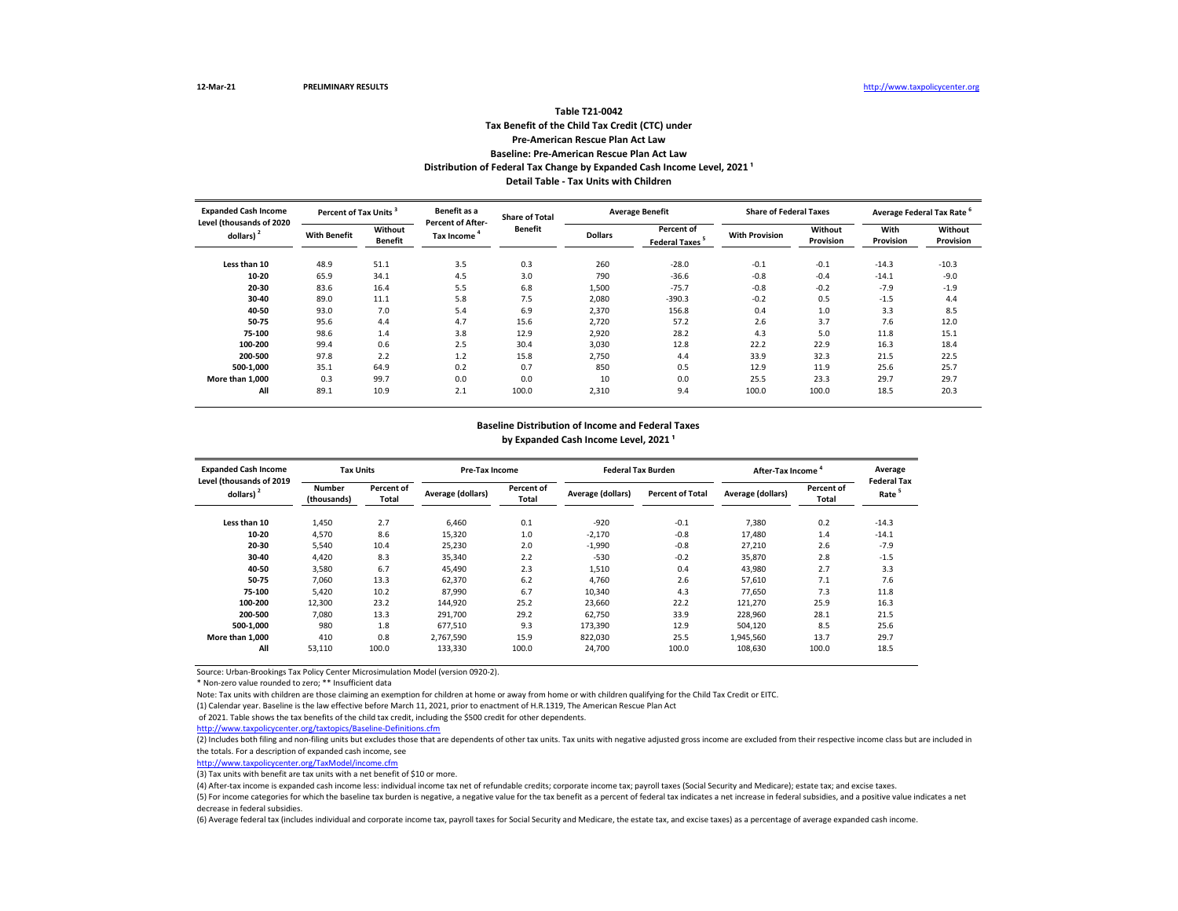**Table T21-0042**
**Tax Benefit of the Child Tax Credit (CTC) under**
**Pre-American Rescue Plan Act Law**
**Baseline: Pre-American Rescue Plan Act Law**
**Distribution of Federal Tax Change by Expanded Cash Income Level, 2021 [1]**
**Detail Table - Tax Units with Children**

| Expanded Cash Income Level (thousands of 2020 dollars) [2] | Percent of Tax Units [3] | | Benefit as a Percent of After-Tax Income [4] | Share of Total Benefit | Average Benefit | | Share of Federal Taxes | | Average Federal Tax Rate [6] | |
|---|---|---|---|---|---|---|---|---|---|---|
| | With Benefit | Without Benefit | | | Dollars | Percent of Federal Taxes [5] | With Provision | Without Provision | With Provision | Without Provision |
| **Less than 10** | 48.9 | 51.1 | 3.5 | 0.3 | 260 | -28.0 | -0.1 | -0.1 | -14.3 | -10.3 |
| **10-20** | 65.9 | 34.1 | 4.5 | 3.0 | 790 | -36.6 | -0.8 | -0.4 | -14.1 | -9.0 |
| **20-30** | 83.6 | 16.4 | 5.5 | 6.8 | 1,500 | -75.7 | -0.8 | -0.2 | -7.9 | -1.9 |
| **30-40** | 89.0 | 11.1 | 5.8 | 7.5 | 2,080 | -390.3 | -0.2 | 0.5 | -1.5 | 4.4 |
| **40-50** | 93.0 | 7.0 | 5.4 | 6.9 | 2,370 | 156.8 | 0.4 | 1.0 | 3.3 | 8.5 |
| **50-75** | 95.6 | 4.4 | 4.7 | 15.6 | 2,720 | 57.2 | 2.6 | 3.7 | 7.6 | 12.0 |
| **75-100** | 98.6 | 1.4 | 3.8 | 12.9 | 2,920 | 28.2 | 4.3 | 5.0 | 11.8 | 15.1 |
| **100-200** | 99.4 | 0.6 | 2.5 | 30.4 | 3,030 | 12.8 | 22.2 | 22.9 | 16.3 | 18.4 |
| **200-500** | 97.8 | 2.2 | 1.2 | 15.8 | 2,750 | 4.4 | 33.9 | 32.3 | 21.5 | 22.5 |
| **500-1,000** | 35.1 | 64.9 | 0.2 | 0.7 | 850 | 0.5 | 12.9 | 11.9 | 25.6 | 25.7 |
| **More than 1,000** | 0.3 | 99.7 | 0.0 | 0.0 | 10 | 0.0 | 25.5 | 23.3 | 29.7 | 29.7 |
| **All** | 89.1 | 10.9 | 2.1 | 100.0 | 2,310 | 9.4 | 100.0 | 100.0 | 18.5 | 20.3 |

**Baseline Distribution of Income and Federal Taxes**
**by Expanded Cash Income Level, 2021 [1]**

| Expanded Cash Income Level (thousands of 2019 dollars) [2] | Tax Units | | Pre-Tax Income | | Federal Tax Burden | | After-Tax Income [4] | | Average Federal Tax Rate [5] |
|---|---|---|---|---|---|---|---|---|---|
| | Number (thousands) | Percent of Total | Average (dollars) | Percent of Total | Average (dollars) | Percent of Total | Average (dollars) | Percent of Total | |
| **Less than 10** | 1,450 | 2.7 | 6,460 | 0.1 | -920 | -0.1 | 7,380 | 0.2 | -14.3 |
| **10-20** | 4,570 | 8.6 | 15,320 | 1.0 | -2,170 | -0.8 | 17,480 | 1.4 | -14.1 |
| **20-30** | 5,540 | 10.4 | 25,230 | 2.0 | -1,990 | -0.8 | 27,210 | 2.6 | -7.9 |
| **30-40** | 4,420 | 8.3 | 35,340 | 2.2 | -530 | -0.2 | 35,870 | 2.8 | -1.5 |
| **40-50** | 3,580 | 6.7 | 45,490 | 2.3 | 1,510 | 0.4 | 43,980 | 2.7 | 3.3 |
| **50-75** | 7,060 | 13.3 | 62,370 | 6.2 | 4,760 | 2.6 | 57,610 | 7.1 | 7.6 |
| **75-100** | 5,420 | 10.2 | 87,990 | 6.7 | 10,340 | 4.3 | 77,650 | 7.3 | 11.8 |
| **100-200** | 12,300 | 23.2 | 144,920 | 25.2 | 23,660 | 22.2 | 121,270 | 25.9 | 16.3 |
| **200-500** | 7,080 | 13.3 | 291,700 | 29.2 | 62,750 | 33.9 | 228,960 | 28.1 | 21.5 |
| **500-1,000** | 980 | 1.8 | 677,510 | 9.3 | 173,390 | 12.9 | 504,120 | 8.5 | 25.6 |
| **More than 1,000** | 410 | 0.8 | 2,767,590 | 15.9 | 822,030 | 25.5 | 1,945,560 | 13.7 | 29.7 |
| **All** | 53,110 | 100.0 | 133,330 | 100.0 | 24,700 | 100.0 | 108,630 | 100.0 | 18.5 |

Source: Urban-Brookings Tax Policy Center Microsimulation Model (version 0920-2).

* Non-zero value rounded to zero; ** Insufficient data

Note: Tax units with children are those claiming an exemption for children at home or away from home or with children qualifying for the Child Tax Credit or EITC.

(1) Calendar year. Baseline is the law effective before March 11, 2021, prior to enactment of H.R.1319, The American Rescue Plan Act of 2021. Table shows the tax benefits of the child tax credit, including the $500 credit for other dependents.

http://www.taxpolicycenter.org/taxtopics/Baseline-Definitions.cfm

(2) Includes both filing and non-filing units but excludes those that are dependents of other tax units. Tax units with negative adjusted gross income are excluded from their respective income class but are included in the totals. For a description of expanded cash income, see

http://www.taxpolicycenter.org/TaxModel/income.cfm

(3) Tax units with benefit are tax units with a net benefit of $10 or more.

(4) After-tax income is expanded cash income less: individual income tax net of refundable credits; corporate income tax; payroll taxes (Social Security and Medicare); estate tax; and excise taxes.

(5) For income categories for which the baseline tax burden is negative, a negative value for the tax benefit as a percent of federal tax indicates a net increase in federal subsidies, and a positive value indicates a net decrease in federal subsidies.

(6) Average federal tax (includes individual and corporate income tax, payroll taxes for Social Security and Medicare, the estate tax, and excise taxes) as a percentage of average expanded cash income.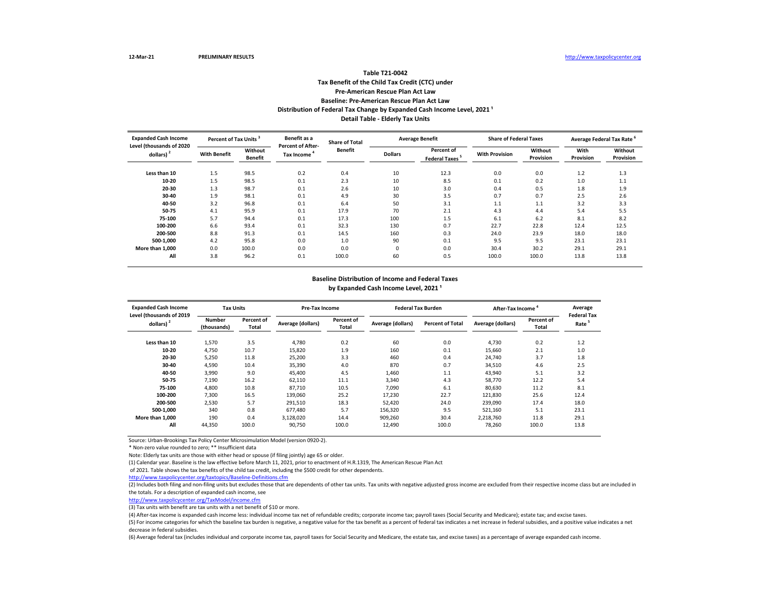12-Mar-21 **PRELIMINARY RESULTS** http://www.taxpolicycenter.org

### Table T21-0042
### Tax Benefit of the Child Tax Credit (CTC) under
### Pre-American Rescue Plan Act Law
### Baseline: Pre-American Rescue Plan Act Law
### Distribution of Federal Tax Change by Expanded Cash Income Level, 2021 [1]
### Detail Table - Elderly Tax Units

| Expanded Cash Income Level (thousands of 2020 dollars) [2] | Percent of Tax Units [3] | | Benefit as a Percent of After-Tax Income [4] | Share of Total Benefit | Average Benefit | | Share of Federal Taxes | | Average Federal Tax Rate [6] | |
|---|---|---|---|---|---|---|---|---|---|---|
| | With Benefit | Without Benefit | | | Dollars | Percent of Federal Taxes [5] | With Provision | Without Provision | With Provision | Without Provision |
| Less than 10 | 1.5 | 98.5 | 0.2 | 0.4 | 10 | 12.3 | 0.0 | 0.0 | 1.2 | 1.3 |
| 10-20 | 1.5 | 98.5 | 0.1 | 2.3 | 10 | 8.5 | 0.1 | 0.2 | 1.0 | 1.1 |
| 20-30 | 1.3 | 98.7 | 0.1 | 2.6 | 10 | 3.0 | 0.4 | 0.5 | 1.8 | 1.9 |
| 30-40 | 1.9 | 98.1 | 0.1 | 4.9 | 30 | 3.5 | 0.7 | 0.7 | 2.5 | 2.6 |
| 40-50 | 3.2 | 96.8 | 0.1 | 6.4 | 50 | 3.1 | 1.1 | 1.1 | 3.2 | 3.3 |
| 50-75 | 4.1 | 95.9 | 0.1 | 17.9 | 70 | 2.1 | 4.3 | 4.4 | 5.4 | 5.5 |
| 75-100 | 5.7 | 94.4 | 0.1 | 17.3 | 100 | 1.5 | 6.1 | 6.2 | 8.1 | 8.2 |
| 100-200 | 6.6 | 93.4 | 0.1 | 32.3 | 130 | 0.7 | 22.7 | 22.8 | 12.4 | 12.5 |
| 200-500 | 8.8 | 91.3 | 0.1 | 14.5 | 160 | 0.3 | 24.0 | 23.9 | 18.0 | 18.0 |
| 500-1,000 | 4.2 | 95.8 | 0.0 | 1.0 | 90 | 0.1 | 9.5 | 9.5 | 23.1 | 23.1 |
| More than 1,000 | 0.0 | 100.0 | 0.0 | 0.0 | 0 | 0.0 | 30.4 | 30.2 | 29.1 | 29.1 |
| All | 3.8 | 96.2 | 0.1 | 100.0 | 60 | 0.5 | 100.0 | 100.0 | 13.8 | 13.8 |

### Baseline Distribution of Income and Federal Taxes
### by Expanded Cash Income Level, 2021 [1]

| Expanded Cash Income Level (thousands of 2019 dollars) [2] | Tax Units | | Pre-Tax Income | | Federal Tax Burden | | After-Tax Income [4] | | Average Federal Tax Rate [5] |
|---|---|---|---|---|---|---|---|---|---|
| | Number (thousands) | Percent of Total | Average (dollars) | Percent of Total | Average (dollars) | Percent of Total | Average (dollars) | Percent of Total | |
| Less than 10 | 1,570 | 3.5 | 4,780 | 0.2 | 60 | 0.0 | 4,730 | 0.2 | 1.2 |
| 10-20 | 4,750 | 10.7 | 15,820 | 1.9 | 160 | 0.1 | 15,660 | 2.1 | 1.0 |
| 20-30 | 5,250 | 11.8 | 25,200 | 3.3 | 460 | 0.4 | 24,740 | 3.7 | 1.8 |
| 30-40 | 4,590 | 10.4 | 35,390 | 4.0 | 870 | 0.7 | 34,510 | 4.6 | 2.5 |
| 40-50 | 3,990 | 9.0 | 45,400 | 4.5 | 1,460 | 1.1 | 43,940 | 5.1 | 3.2 |
| 50-75 | 7,190 | 16.2 | 62,110 | 11.1 | 3,340 | 4.3 | 58,770 | 12.2 | 5.4 |
| 75-100 | 4,800 | 10.8 | 87,710 | 10.5 | 7,090 | 6.1 | 80,630 | 11.2 | 8.1 |
| 100-200 | 7,300 | 16.5 | 139,060 | 25.2 | 17,230 | 22.7 | 121,830 | 25.6 | 12.4 |
| 200-500 | 2,530 | 5.7 | 291,510 | 18.3 | 52,420 | 24.0 | 239,090 | 17.4 | 18.0 |
| 500-1,000 | 340 | 0.8 | 677,480 | 5.7 | 156,320 | 9.5 | 521,160 | 5.1 | 23.1 |
| More than 1,000 | 190 | 0.4 | 3,128,020 | 14.4 | 909,260 | 30.4 | 2,218,760 | 11.8 | 29.1 |
| All | 44,350 | 100.0 | 90,750 | 100.0 | 12,490 | 100.0 | 78,260 | 100.0 | 13.8 |

Source: Urban-Brookings Tax Policy Center Microsimulation Model (version 0920-2).

\* Non-zero value rounded to zero; ** Insufficient data

Note: Elderly tax units are those with either head or spouse (if filing jointly) age 65 or older.

(1) Calendar year. Baseline is the law effective before March 11, 2021, prior to enactment of H.R.1319, The American Rescue Plan Act of 2021. Table shows the tax benefits of the child tax credit, including the $500 credit for other dependents.

http://www.taxpolicycenter.org/taxtopics/Baseline-Definitions.cfm

(2) Includes both filing and non-filing units but excludes those that are dependents of other tax units. Tax units with negative adjusted gross income are excluded from their respective income class but are included in the totals. For a description of expanded cash income, see

http://www.taxpolicycenter.org/TaxModel/income.cfm

(3) Tax units with benefit are tax units with a net benefit of $10 or more.

(4) After-tax income is expanded cash income less: individual income tax net of refundable credits; corporate income tax; payroll taxes (Social Security and Medicare); estate tax; and excise taxes.

(5) For income categories for which the baseline tax burden is negative, a negative value for the tax benefit as a percent of federal tax indicates a net increase in federal subsidies, and a positive value indicates a net decrease in federal subsidies.

(6) Average federal tax (includes individual and corporate income tax, payroll taxes for Social Security and Medicare, the estate tax, and excise taxes) as a percentage of average expanded cash income.